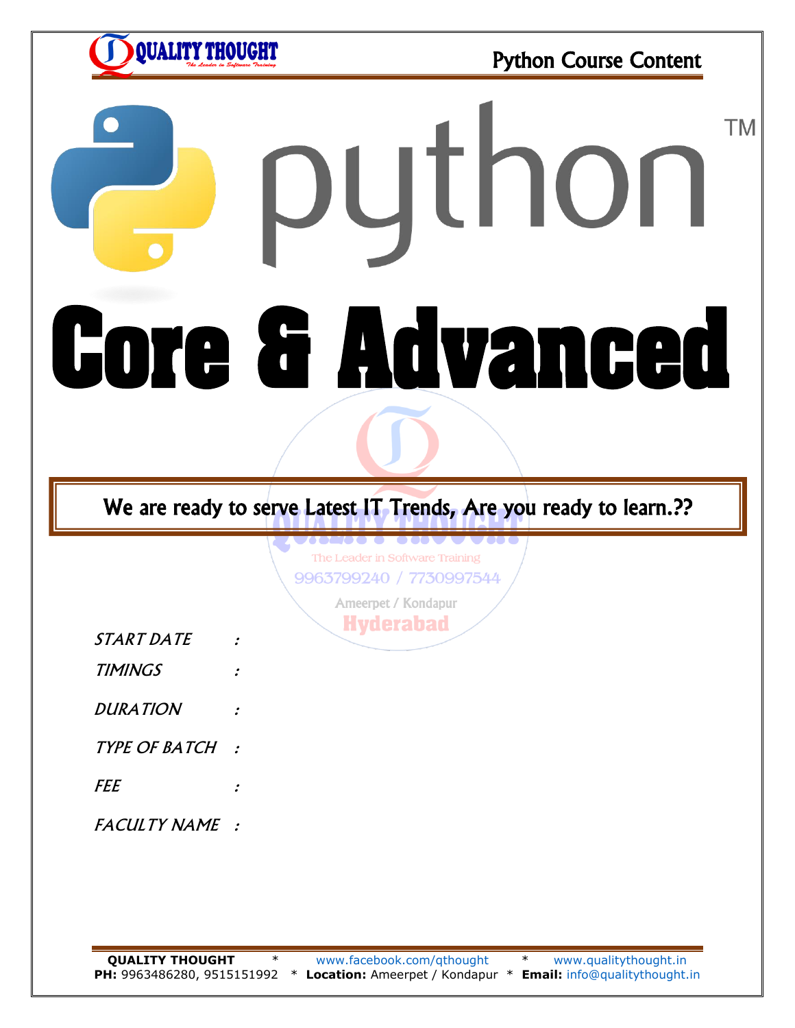# python

# Core & Advanced

**We are ready to serve Latest IT Trends, Are you ready to learn.??**

*START DATE :*

*TIMINGS :*

*DURATION :*

*TYPE OF BATCH :*

*FEE :*

*FACULTY NAME :*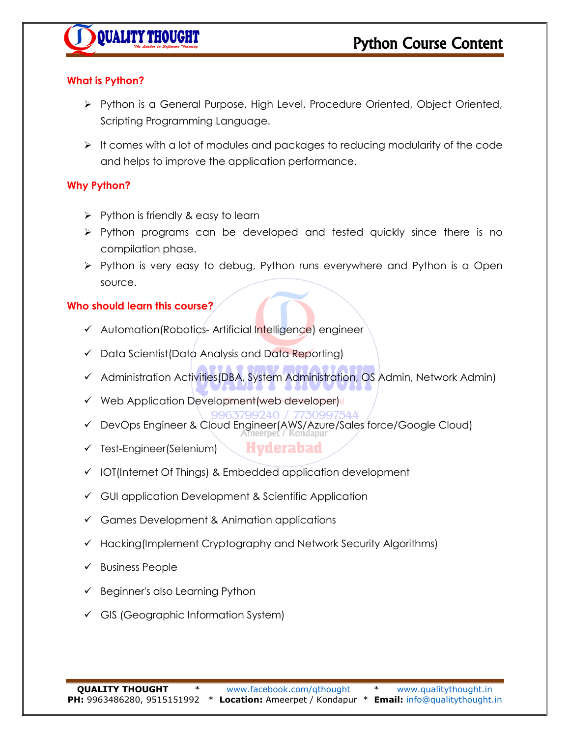## What is Python?

- Python is a General Purpose, High Level, Procedure Oriented, Object Oriented, Scripting Programming Language.
- It comes with a lot of modules and packages to reducing modularity of the code and helps to improve the application performance.

## Why Python?

- Python is friendly & easy to learn
- Python programs can be developed and tested quickly since there is no compilation phase.
- Python is very easy to debug, Python runs everywhere and Python is a Open source.

## Who should learn this course?

- ✓ Automation(Robotics- Artificial Intelligence) engineer
- ✓ Data Scientist(Data Analysis and Data Reporting)
- ✓ Administration Activities(DBA, System Administration, OS Admin, Network Admin)
- ✓ Web Application Development(web developer)
- ✓ DevOps Engineer & Cloud Engineer(AWS/Azure/Sales force/Google Cloud)
- ✓ Test-Engineer(Selenium)
- ✓ IOT(Internet Of Things) & Embedded application development
- ✓ GUI application Development & Scientific Application
- ✓ Games Development & Animation applications
- ✓ Hacking(Implement Cryptography and Network Security Algorithms)
- ✓ Business People
- ✓ Beginner's also Learning Python
- ✓ GIS (Geographic Information System)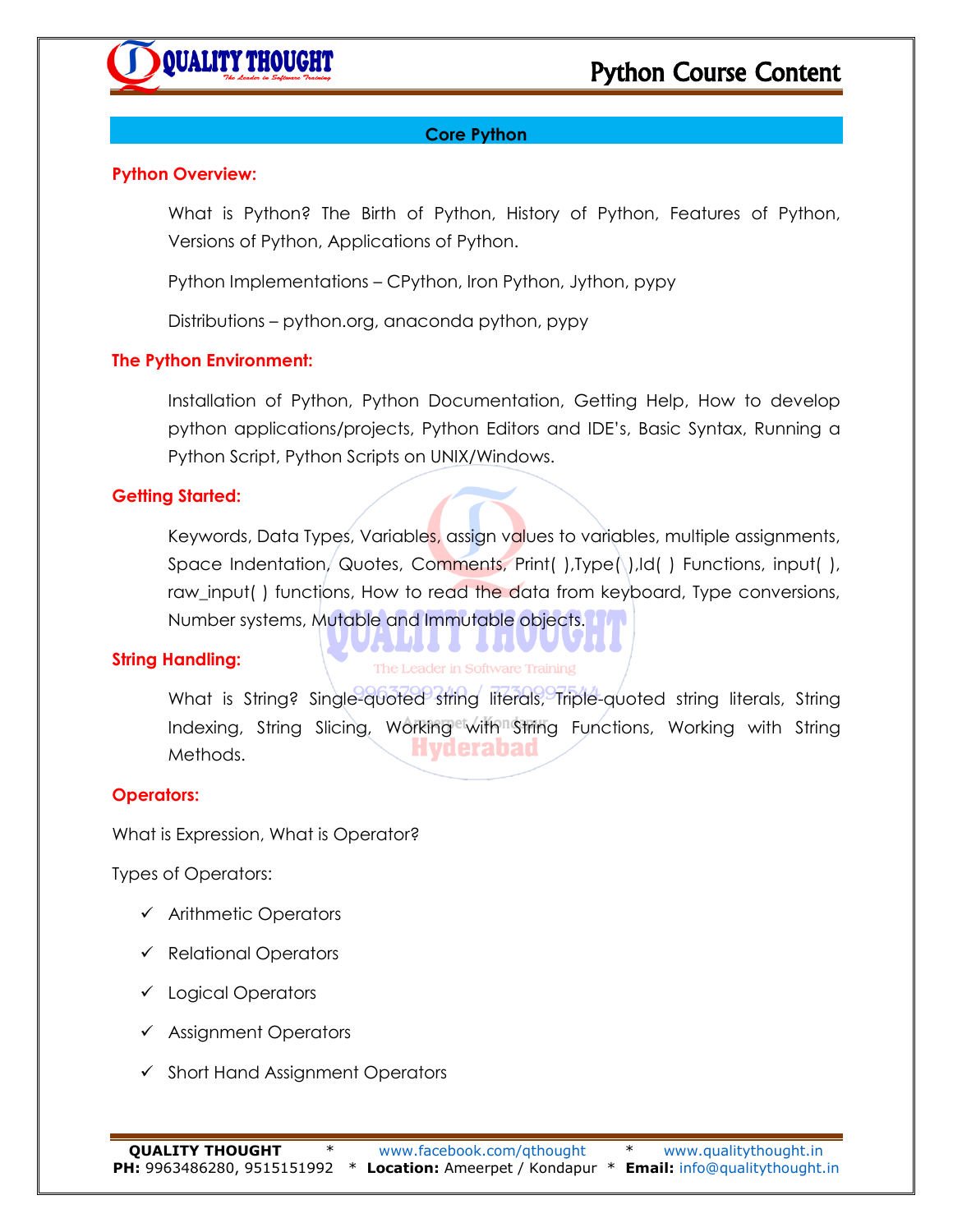## Core Python

### Python Overview:

What is Python? The Birth of Python, History of Python, Features of Python, Versions of Python, Applications of Python.

Python Implementations – CPython, Iron Python, Jython, pypy

Distributions – python.org, anaconda python, pypy

### The Python Environment:

Installation of Python, Python Documentation, Getting Help, How to develop python applications/projects, Python Editors and IDE's, Basic Syntax, Running a Python Script, Python Scripts on UNIX/Windows.

### Getting Started:

Keywords, Data Types, Variables, assign values to variables, multiple assignments, Space Indentation, Quotes, Comments, Print( ),Type( ),Id( ) Functions, input( ), raw_input( ) functions, How to read the data from keyboard, Type conversions, Number systems, Mutable and Immutable objects.

### String Handling:

What is String? Single-quoted string literals, Triple-quoted string literals, String Indexing, String Slicing, Working with String Functions, Working with String Methods.

### Operators:

What is Expression, What is Operator?

Types of Operators:

- ✓ Arithmetic Operators
- ✓ Relational Operators
- ✓ Logical Operators
- ✓ Assignment Operators
- ✓ Short Hand Assignment Operators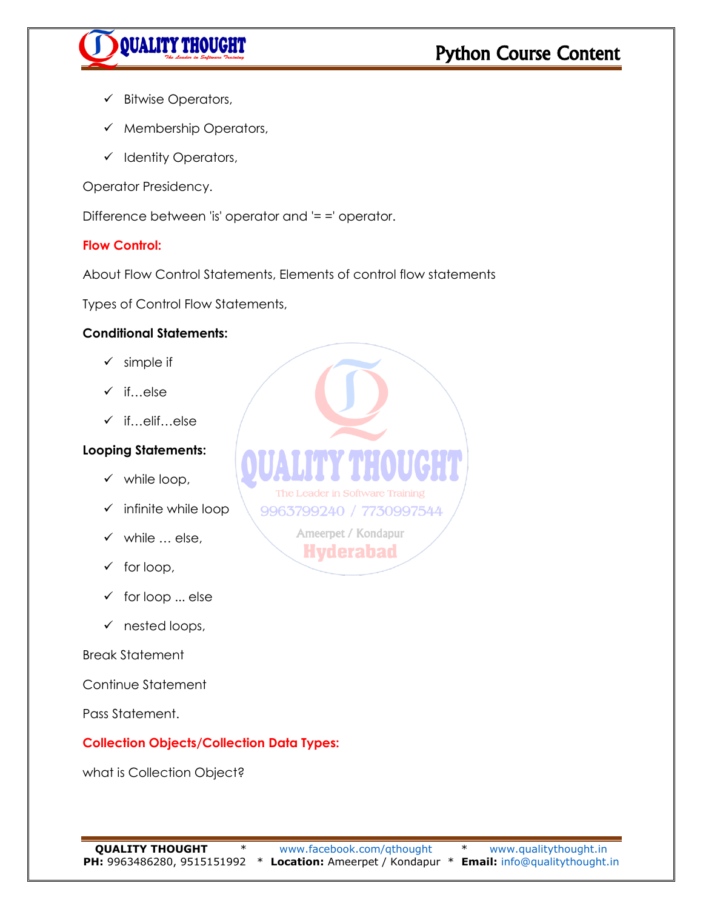- ✓ Bitwise Operators,
- ✓ Membership Operators,
- ✓ Identity Operators,

Operator Presidency.

Difference between 'is' operator and '= =' operator.

**Flow Control:**

About Flow Control Statements, Elements of control flow statements

Types of Control Flow Statements,

**Conditional Statements:**

- ✓ simple if
- ✓ if…else
- ✓ if…elif…else

**Looping Statements:**

- ✓ while loop,
- ✓ infinite while loop
- ✓ while … else,
- ✓ for loop,
- ✓ for loop ... else
- ✓ nested loops,

Break Statement

Continue Statement

Pass Statement.

**Collection Objects/Collection Data Types:**

what is Collection Object?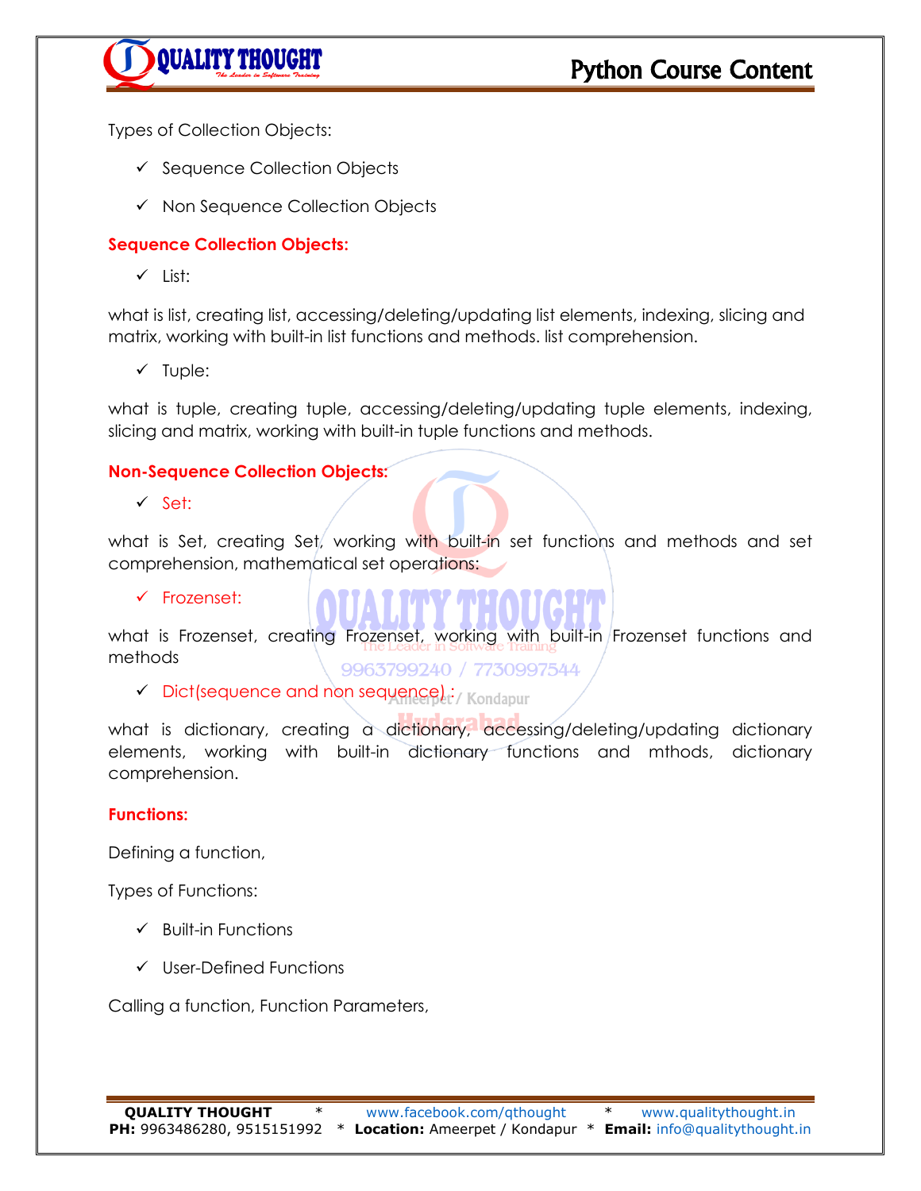Types of Collection Objects:

- ✓ Sequence Collection Objects
- ✓ Non Sequence Collection Objects

**Sequence Collection Objects:**

- ✓ List:

what is list, creating list, accessing/deleting/updating list elements, indexing, slicing and matrix, working with built-in list functions and methods. list comprehension.

- ✓ Tuple:

what is tuple, creating tuple, accessing/deleting/updating tuple elements, indexing, slicing and matrix, working with built-in tuple functions and methods.

**Non-Sequence Collection Objects:**

- ✓ Set:

what is Set, creating Set, working with built-in set functions and methods and set comprehension, mathematical set operations:

- ✓ Frozenset:

what is Frozenset, creating Frozenset, working with built-in Frozenset functions and methods

- ✓ Dict(sequence and non sequence) :

what is dictionary, creating a dictionary, accessing/deleting/updating dictionary elements, working with built-in dictionary functions and mthods, dictionary comprehension.

**Functions:**

Defining a function,

Types of Functions:

- ✓ Built-in Functions
- ✓ User-Defined Functions

Calling a function, Function Parameters,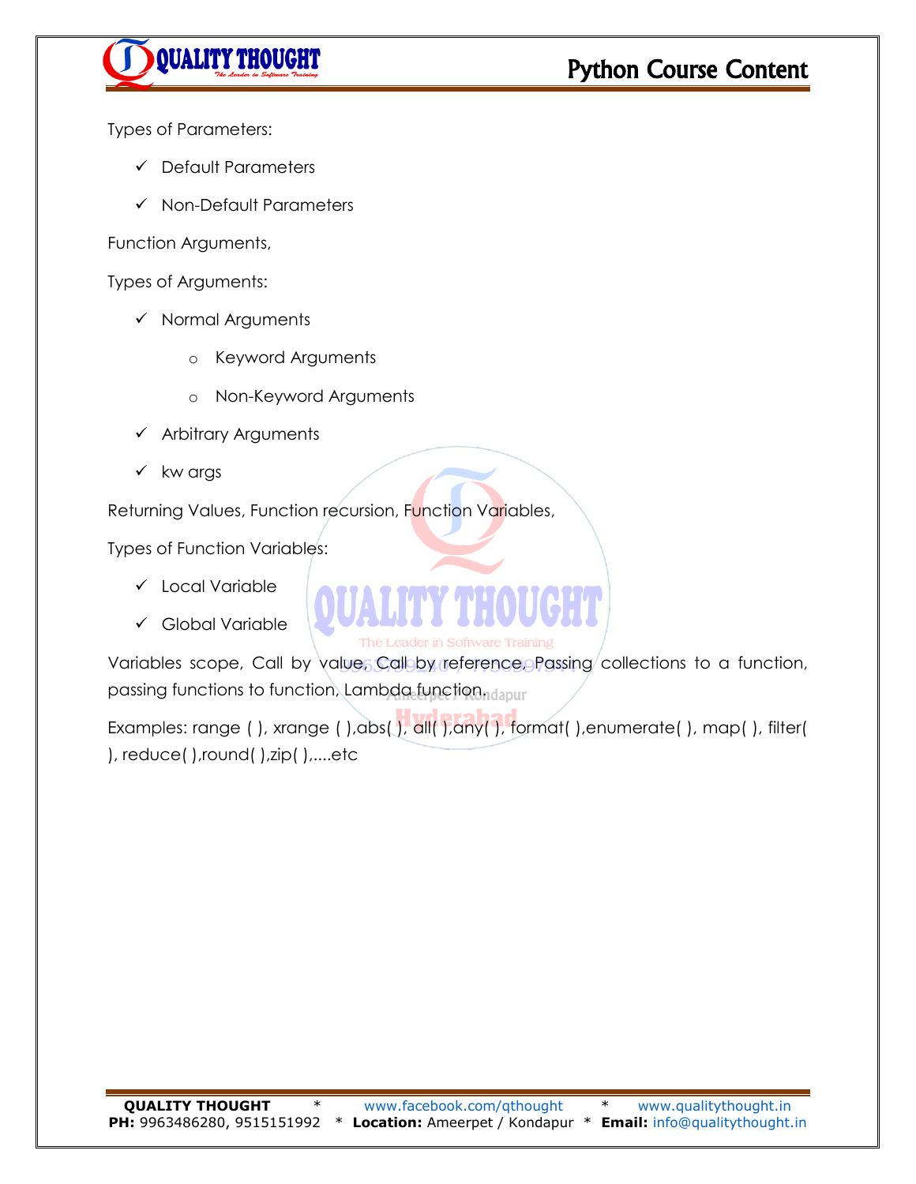Types of Parameters:

- ✓ Default Parameters
- ✓ Non-Default Parameters

Function Arguments,

Types of Arguments:

- ✓ Normal Arguments
    - o Keyword Arguments
    - o Non-Keyword Arguments
- ✓ Arbitrary Arguments
- ✓ kw args

Returning Values, Function recursion, Function Variables,

Types of Function Variables:

- ✓ Local Variable
- ✓ Global Variable

Variables scope, Call by value, Call by reference, Passing collections to a function, passing functions to function, Lambda function.

Examples: range ( ), xrange ( ),abs( ), all( ),any( ), format( ),enumerate( ), map( ), filter( ), reduce( ),round( ),zip( ),....etc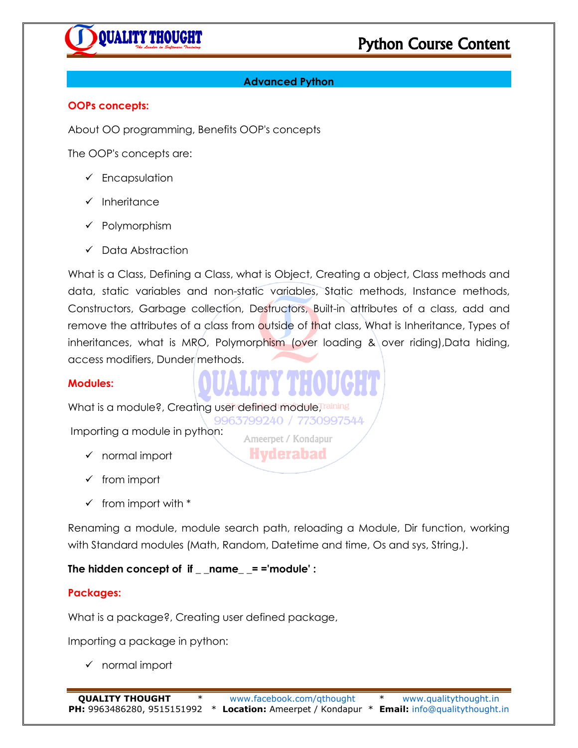## Advanced Python

**OOPs concepts:**

About OO programming, Benefits OOP's concepts

The OOP's concepts are:

- ✓ Encapsulation
- ✓ Inheritance
- ✓ Polymorphism
- ✓ Data Abstraction

What is a Class, Defining a Class, what is Object, Creating a object, Class methods and data, static variables and non-static variables, Static methods, Instance methods, Constructors, Garbage collection, Destructors, Built-in attributes of a class, add and remove the attributes of a class from outside of that class, What is Inheritance, Types of inheritances, what is MRO, Polymorphism (over loading & over riding),Data hiding, access modifiers, Dunder methods.

**Modules:**

What is a module?, Creating user defined module,

Importing a module in python:

- ✓ normal import
- ✓ from import
- ✓ from import with *

Renaming a module, module search path, reloading a Module, Dir function, working with Standard modules (Math, Random, Datetime and time, Os and sys, String,).

**The hidden concept of if _ _name_ _= ='module' :**

**Packages:**

What is a package?, Creating user defined package,

Importing a package in python:

- ✓ normal import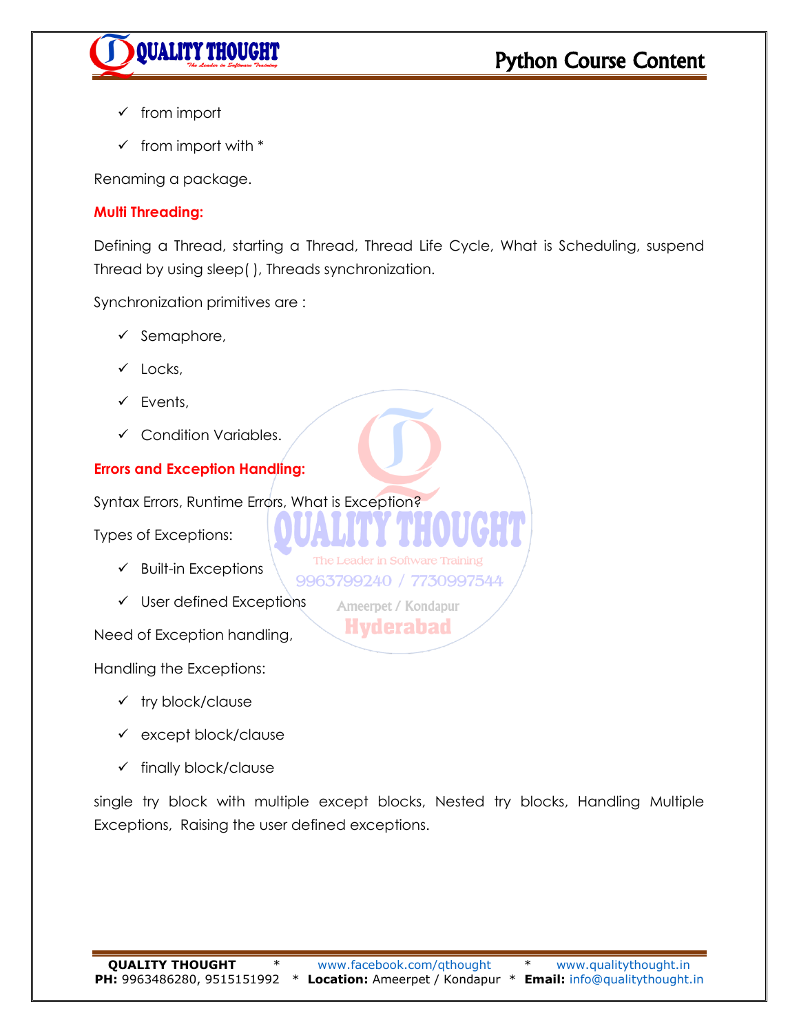- from import
- from import with *

Renaming a package.

**Multi Threading:**

Defining a Thread, starting a Thread, Thread Life Cycle, What is Scheduling, suspend Thread by using sleep( ), Threads synchronization.

Synchronization primitives are :

- Semaphore,
- Locks,
- Events,
- Condition Variables.

**Errors and Exception Handling:**

Syntax Errors, Runtime Errors, What is Exception?

Types of Exceptions:

- Built-in Exceptions
- User defined Exceptions

Need of Exception handling,

Handling the Exceptions:

- try block/clause
- except block/clause
- finally block/clause

single try block with multiple except blocks, Nested try blocks, Handling Multiple Exceptions, Raising the user defined exceptions.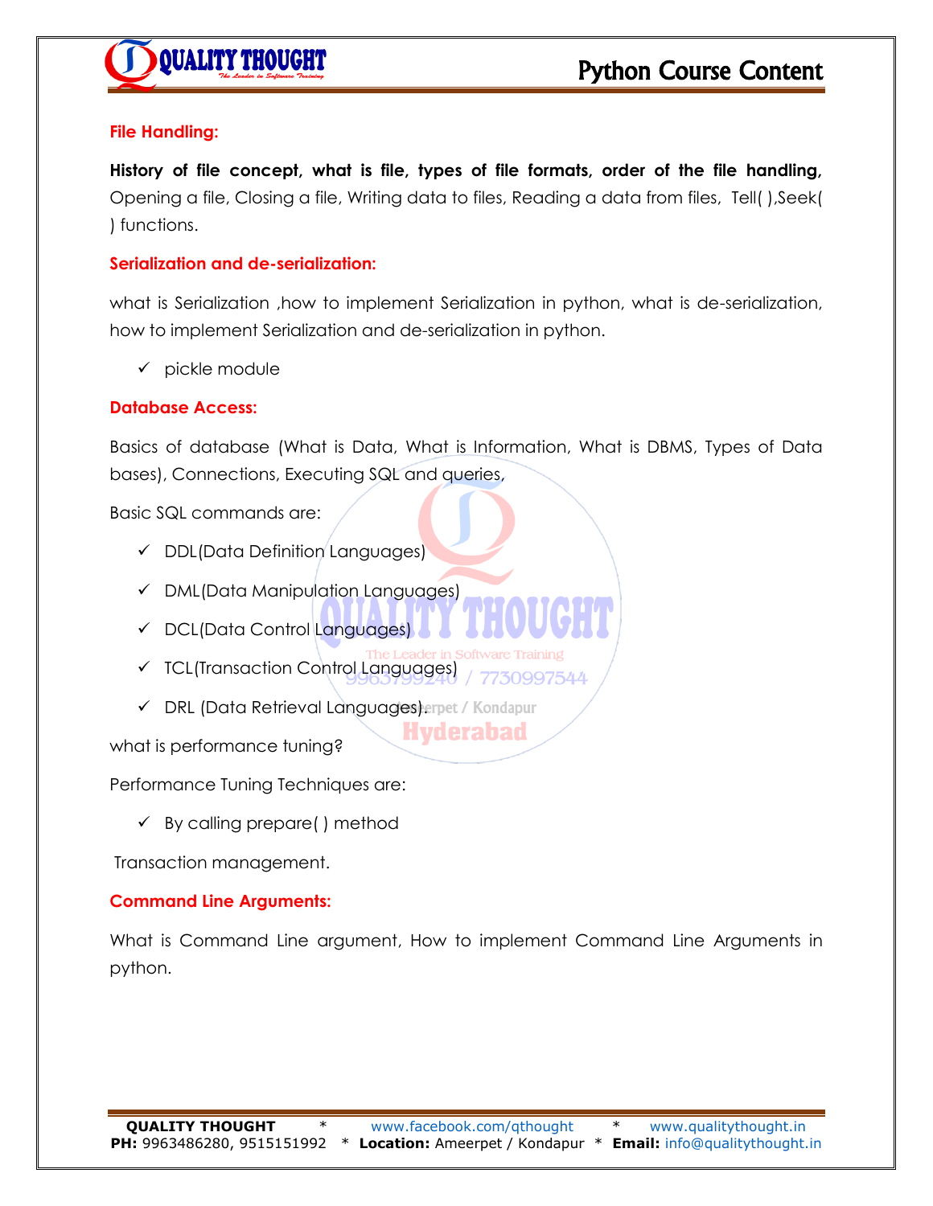### File Handling:

**History of file concept, what is file, types of file formats, order of the file handling,** Opening a file, Closing a file, Writing data to files, Reading a data from files, Tell( ),Seek( ) functions.

### Serialization and de-serialization:

what is Serialization ,how to implement Serialization in python, what is de-serialization, how to implement Serialization and de-serialization in python.

- ✓ pickle module

### Database Access:

Basics of database (What is Data, What is Information, What is DBMS, Types of Data bases), Connections, Executing SQL and queries,

Basic SQL commands are:

- ✓ DDL(Data Definition Languages)
- ✓ DML(Data Manipulation Languages)
- ✓ DCL(Data Control Languages)
- ✓ TCL(Transaction Control Languages)
- ✓ DRL (Data Retrieval Languages).

what is performance tuning?

Performance Tuning Techniques are:

- ✓ By calling prepare( ) method

Transaction management.

### Command Line Arguments:

What is Command Line argument, How to implement Command Line Arguments in python.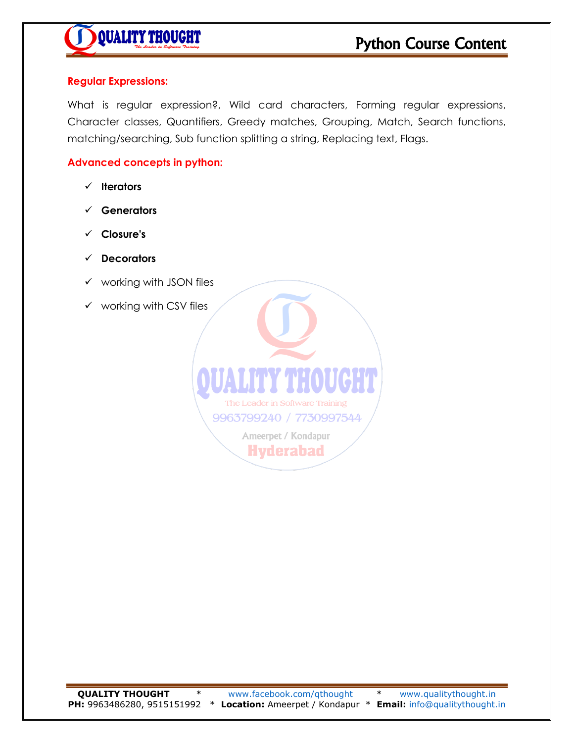## Regular Expressions:

What is regular expression?, Wild card characters, Forming regular expressions, Character classes, Quantifiers, Greedy matches, Grouping, Match, Search functions, matching/searching, Sub function splitting a string, Replacing text, Flags.

## Advanced concepts in python:

- ✓ **Iterators**
- ✓ **Generators**
- ✓ **Closure's**
- ✓ **Decorators**
- ✓ working with JSON files
- ✓ working with CSV files